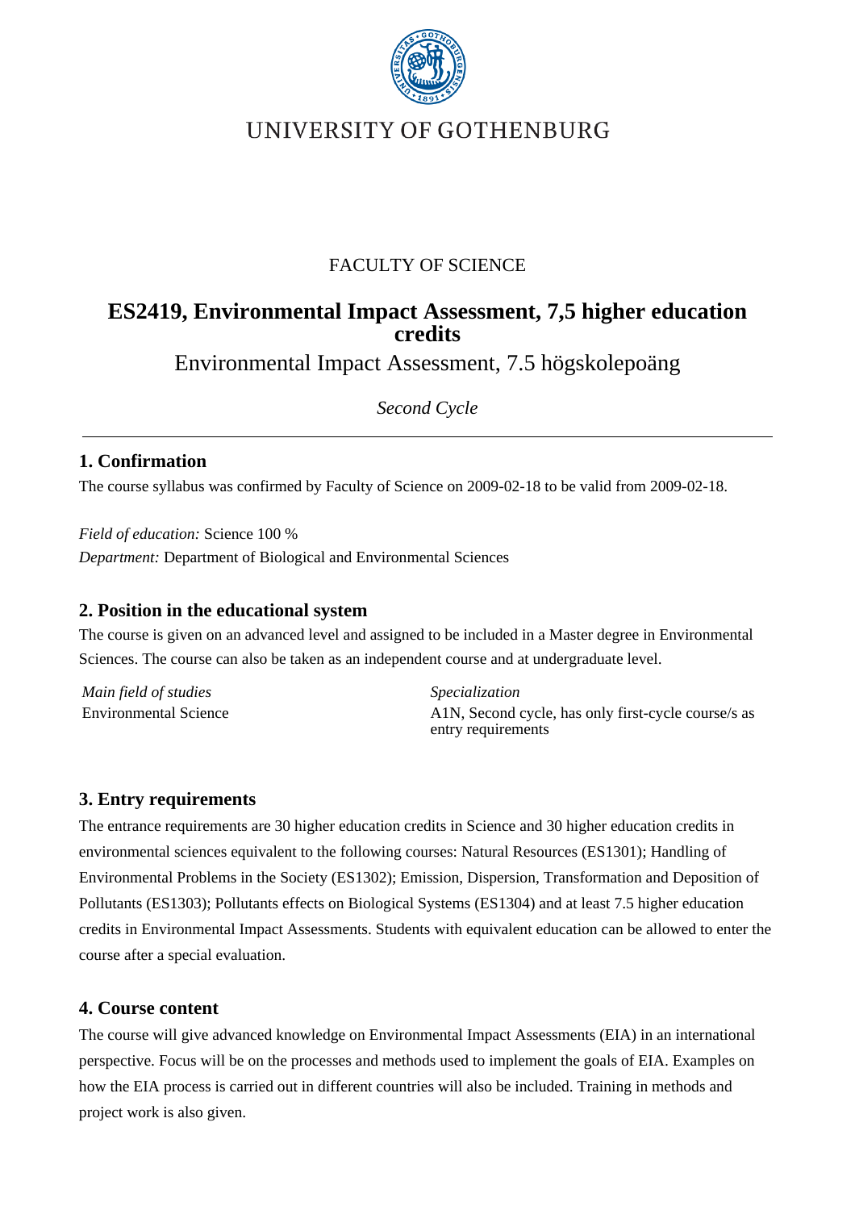UNIVERSITY OF GOTHENBURG

FACULTY OF SCIENCE

# ES2419, Environmental Impact Assessment, 7,5 higher education credits

Environmental Impact Assessment, 7.5 högskolepoäng

*Second Cycle*

## 1. Confirmation

The course syllabus was confirmed by Faculty of Science on 2009-02-18 to be valid from 2009-02-18.

*Field of education:* Science 100 %

*Department:* Department of Biological and Environmental Sciences

## 2. Position in the educational system

The course is given on an advanced level and assigned to be included in a Master degree in Environmental Sciences. The course can also be taken as an independent course and at undergraduate level.

| *Main field of studies* | *Specialization* |
| --- | --- |
| Environmental Science | A1N, Second cycle, has only first-cycle course/s as entry requirements |

## 3. Entry requirements

The entrance requirements are 30 higher education credits in Science and 30 higher education credits in environmental sciences equivalent to the following courses: Natural Resources (ES1301); Handling of Environmental Problems in the Society (ES1302); Emission, Dispersion, Transformation and Deposition of Pollutants (ES1303); Pollutants effects on Biological Systems (ES1304) and at least 7.5 higher education credits in Environmental Impact Assessments. Students with equivalent education can be allowed to enter the course after a special evaluation.

## 4. Course content

The course will give advanced knowledge on Environmental Impact Assessments (EIA) in an international perspective. Focus will be on the processes and methods used to implement the goals of EIA. Examples on how the EIA process is carried out in different countries will also be included. Training in methods and project work is also given.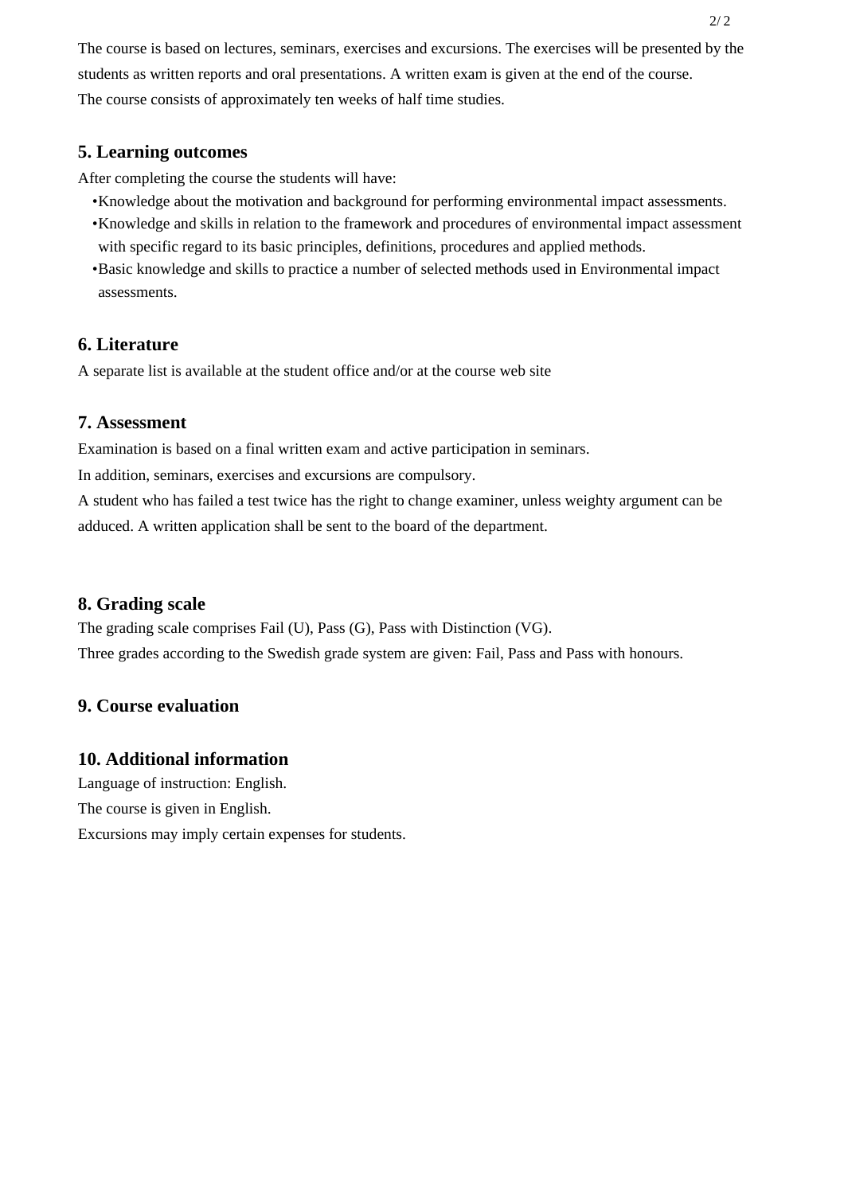The course is based on lectures, seminars, exercises and excursions. The exercises will be presented by the students as written reports and oral presentations. A written exam is given at the end of the course.
The course consists of approximately ten weeks of half time studies.

## 5. Learning outcomes

After completing the course the students will have:

- Knowledge about the motivation and background for performing environmental impact assessments.
- Knowledge and skills in relation to the framework and procedures of environmental impact assessment with specific regard to its basic principles, definitions, procedures and applied methods.
- Basic knowledge and skills to practice a number of selected methods used in Environmental impact assessments.

## 6. Literature

A separate list is available at the student office and/or at the course web site

## 7. Assessment

Examination is based on a final written exam and active participation in seminars.

In addition, seminars, exercises and excursions are compulsory.

A student who has failed a test twice has the right to change examiner, unless weighty argument can be adduced. A written application shall be sent to the board of the department.

## 8. Grading scale

The grading scale comprises Fail (U), Pass (G), Pass with Distinction (VG).

Three grades according to the Swedish grade system are given: Fail, Pass and Pass with honours.

## 9. Course evaluation

## 10. Additional information

Language of instruction: English.

The course is given in English.

Excursions may imply certain expenses for students.